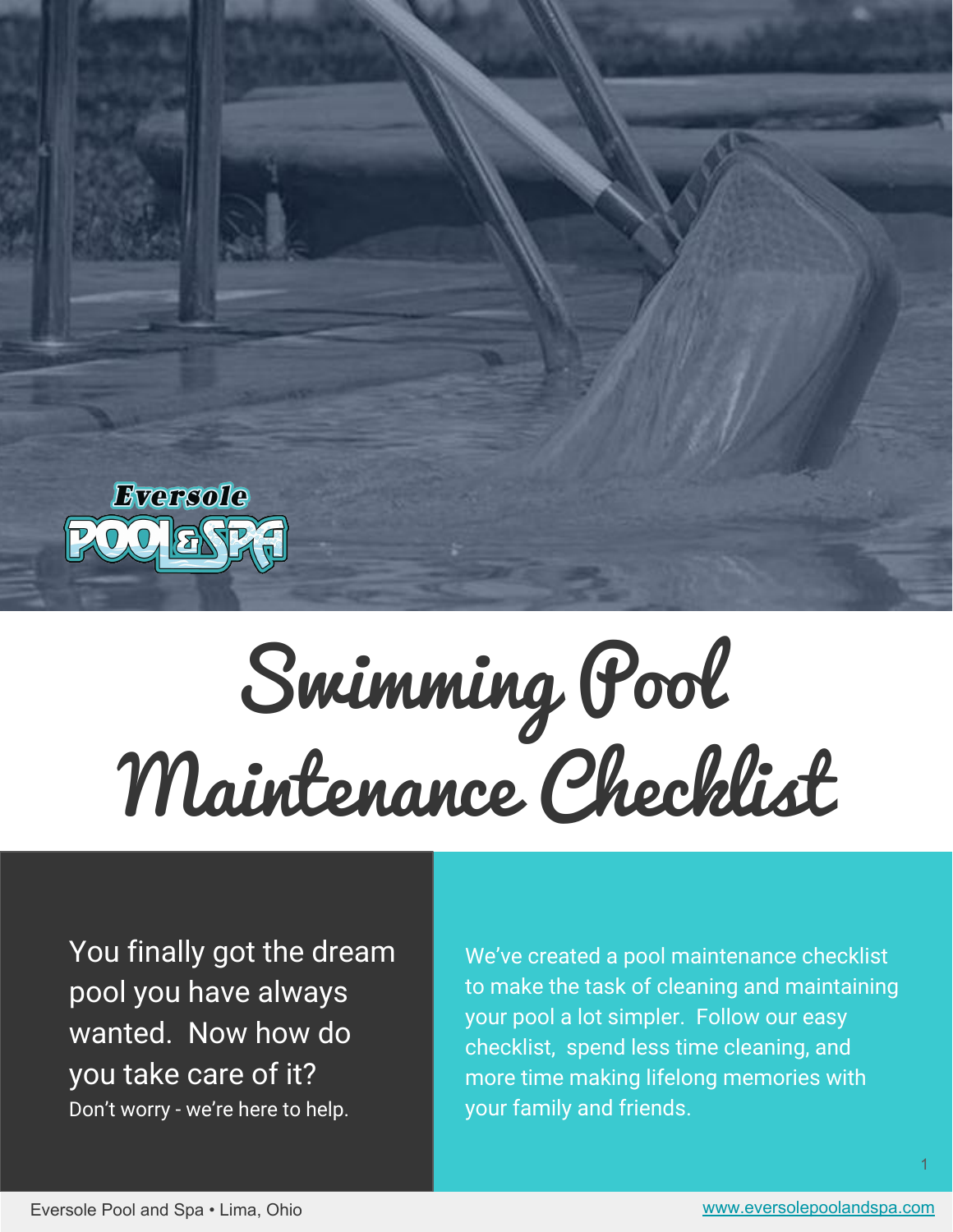Eversole POOL & SPA

# Swimming Pool Maintenance Checklist

You finally got the dream pool you have always wanted. Now how do you take care of it?

Don't worry - we're here to help.

We've created a pool maintenance checklist to make the task of cleaning and maintaining your pool a lot simpler. Follow our easy checklist, spend less time cleaning, and more time making lifelong memories with your family and friends.

Eversole Pool and Spa • Lima, Ohio

www.eversolepoolandspa.com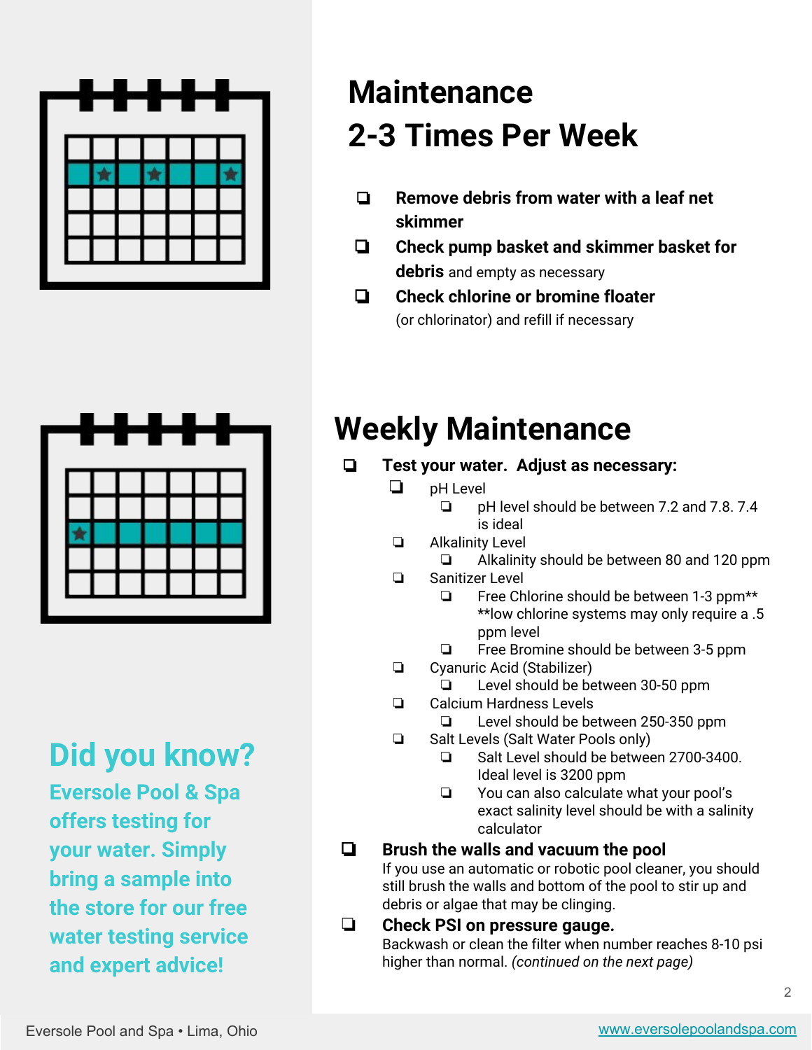# Maintenance 2-3 Times Per Week

- [ ] **Remove debris from water with a leaf net skimmer**
- [ ] **Check pump basket and skimmer basket for debris** and empty as necessary
- [ ] **Check chlorine or bromine floater** (or chlorinator) and refill if necessary

# Weekly Maintenance

- [ ] **Test your water. Adjust as necessary:**
  - [ ] pH Level
    - [ ] pH level should be between 7.2 and 7.8. 7.4 is ideal
  - [ ] Alkalinity Level
    - [ ] Alkalinity should be between 80 and 120 ppm
  - [ ] Sanitizer Level
    - [ ] Free Chlorine should be between 1-3 ppm** **low chlorine systems may only require a .5 ppm level
    - [ ] Free Bromine should be between 3-5 ppm
  - [ ] Cyanuric Acid (Stabilizer)
    - [ ] Level should be between 30-50 ppm
  - [ ] Calcium Hardness Levels
    - [ ] Level should be between 250-350 ppm
  - [ ] Salt Levels (Salt Water Pools only)
    - [ ] Salt Level should be between 2700-3400. Ideal level is 3200 ppm
    - [ ] You can also calculate what your pool's exact salinity level should be with a salinity calculator
- [ ] **Brush the walls and vacuum the pool**
  If you use an automatic or robotic pool cleaner, you should still brush the walls and bottom of the pool to stir up and debris or algae that may be clinging.
- [ ] **Check PSI on pressure gauge.**
  Backwash or clean the filter when number reaches 8-10 psi higher than normal. *(continued on the next page)*

## Did you know?

**Eversole Pool & Spa offers testing for your water. Simply bring a sample into the store for our free water testing service and expert advice!**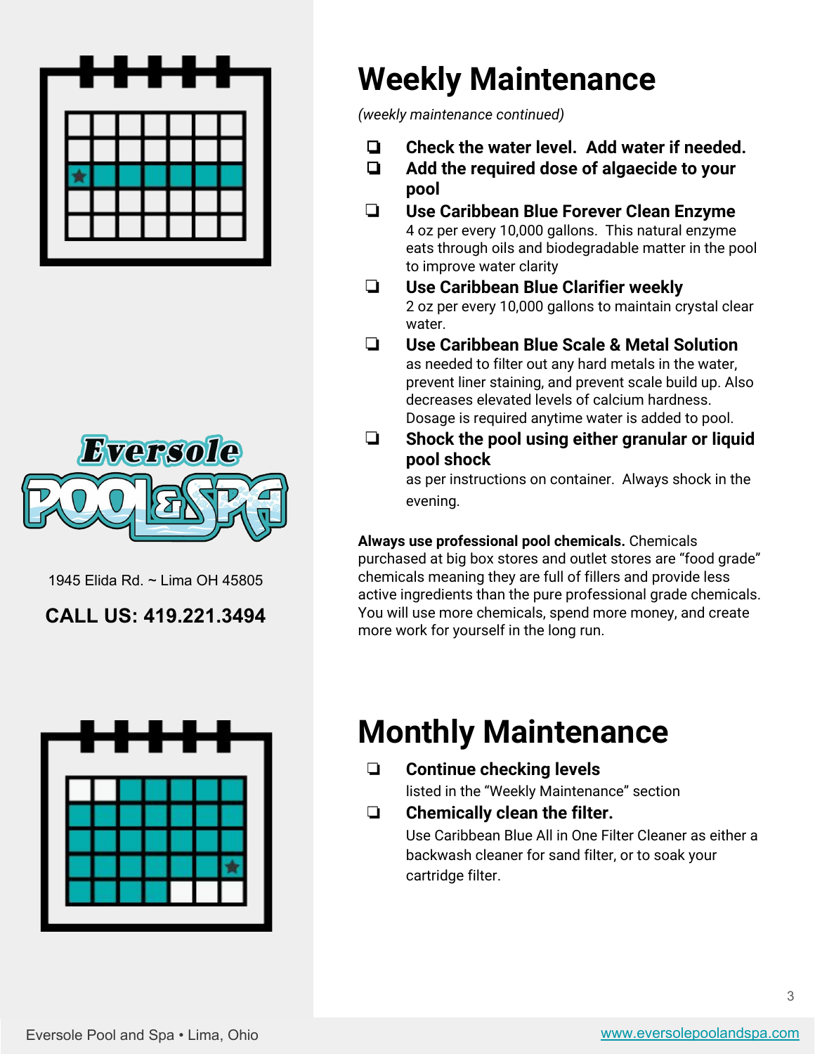Eversole POOL & SPA

1945 Elida Rd. ~ Lima OH 45805

**CALL US: 419.221.3494**

# Weekly Maintenance

*(weekly maintenance continued)*

- ❏ **Check the water level. Add water if needed.**
- ❏ **Add the required dose of algaecide to your pool**
- ❏ **Use Caribbean Blue Forever Clean Enzyme**
  4 oz per every 10,000 gallons. This natural enzyme eats through oils and biodegradable matter in the pool to improve water clarity
- ❏ **Use Caribbean Blue Clarifier weekly**
  2 oz per every 10,000 gallons to maintain crystal clear water.
- ❏ **Use Caribbean Blue Scale & Metal Solution**
  as needed to filter out any hard metals in the water, prevent liner staining, and prevent scale build up. Also decreases elevated levels of calcium hardness. Dosage is required anytime water is added to pool.
- ❏ **Shock the pool using either granular or liquid pool shock**
  as per instructions on container. Always shock in the evening.

**Always use professional pool chemicals.** Chemicals purchased at big box stores and outlet stores are "food grade" chemicals meaning they are full of fillers and provide less active ingredients than the pure professional grade chemicals. You will use more chemicals, spend more money, and create more work for yourself in the long run.

# Monthly Maintenance

- ❏ **Continue checking levels**
  listed in the "Weekly Maintenance" section
- ❏ **Chemically clean the filter.**
  Use Caribbean Blue All in One Filter Cleaner as either a backwash cleaner for sand filter, or to soak your cartridge filter.

Eversole Pool and Spa • Lima, Ohio

www.eversolepoolandspa.com